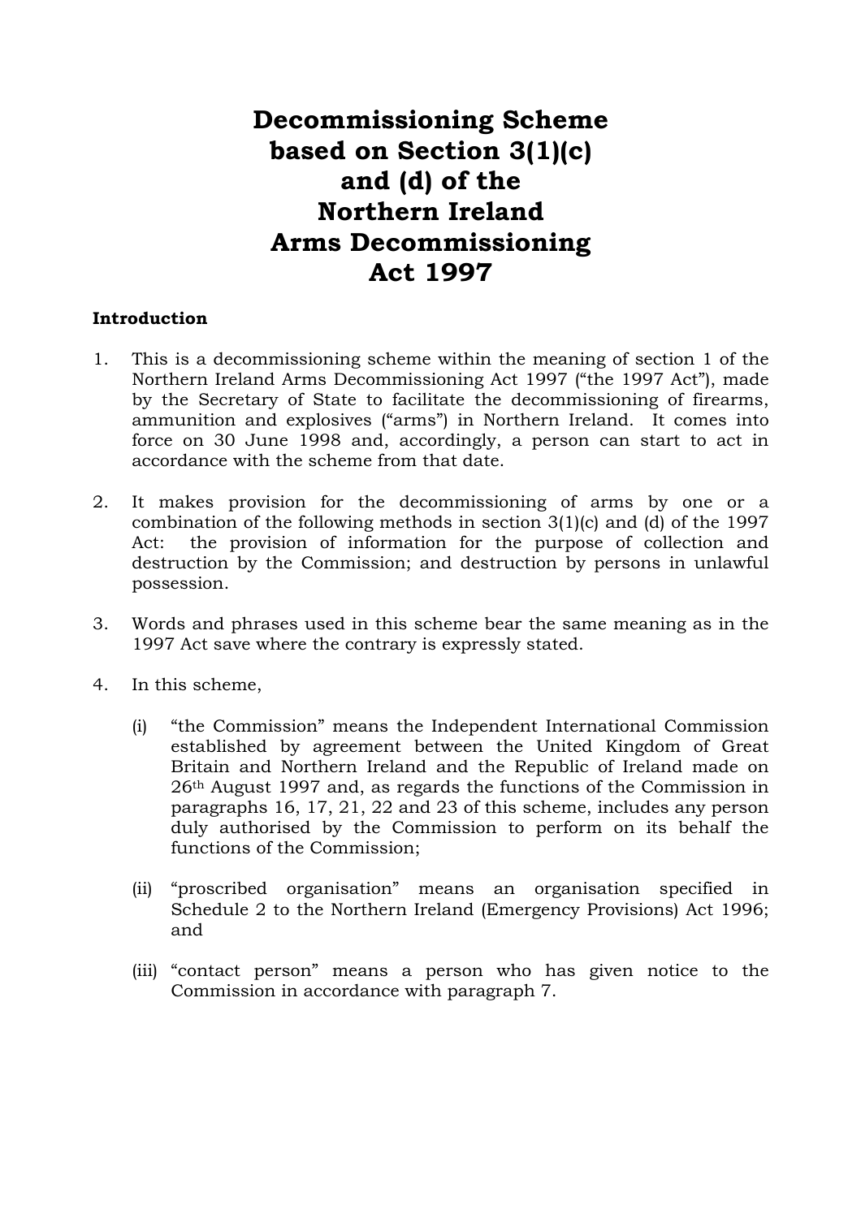# Decommissioning Scheme based on Section 3(1)(c) and (d) of the Northern Ireland Arms Decommissioning Act 1997

**Introduction**

1. This is a decommissioning scheme within the meaning of section 1 of the Northern Ireland Arms Decommissioning Act 1997 ("the 1997 Act"), made by the Secretary of State to facilitate the decommissioning of firearms, ammunition and explosives ("arms") in Northern Ireland. It comes into force on 30 June 1998 and, accordingly, a person can start to act in accordance with the scheme from that date.

2. It makes provision for the decommissioning of arms by one or a combination of the following methods in section 3(1)(c) and (d) of the 1997 Act: the provision of information for the purpose of collection and destruction by the Commission; and destruction by persons in unlawful possession.

3. Words and phrases used in this scheme bear the same meaning as in the 1997 Act save where the contrary is expressly stated.

4. In this scheme,

   (i) "the Commission" means the Independent International Commission established by agreement between the United Kingdom of Great Britain and Northern Ireland and the Republic of Ireland made on 26th August 1997 and, as regards the functions of the Commission in paragraphs 16, 17, 21, 22 and 23 of this scheme, includes any person duly authorised by the Commission to perform on its behalf the functions of the Commission;

   (ii) "proscribed organisation" means an organisation specified in Schedule 2 to the Northern Ireland (Emergency Provisions) Act 1996; and

   (iii) "contact person" means a person who has given notice to the Commission in accordance with paragraph 7.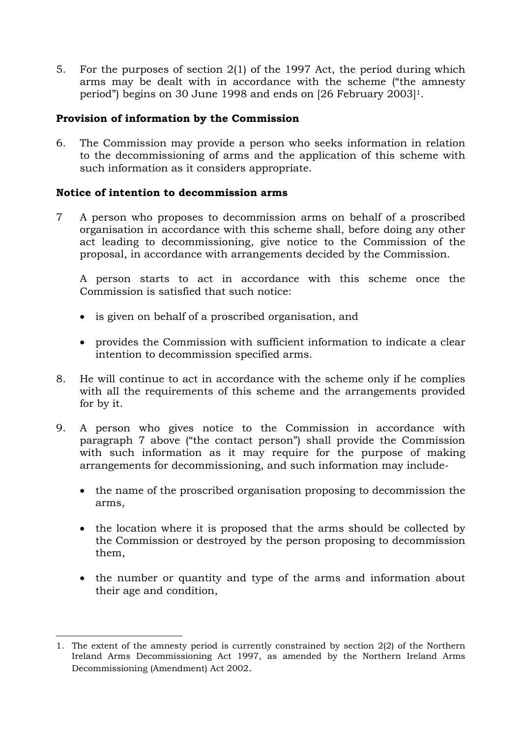5. For the purposes of section 2(1) of the 1997 Act, the period during which arms may be dealt with in accordance with the scheme ("the amnesty period") begins on 30 June 1998 and ends on [26 February 2003][1].

**Provision of information by the Commission**

6. The Commission may provide a person who seeks information in relation to the decommissioning of arms and the application of this scheme with such information as it considers appropriate.

**Notice of intention to decommission arms**

7 A person who proposes to decommission arms on behalf of a proscribed organisation in accordance with this scheme shall, before doing any other act leading to decommissioning, give notice to the Commission of the proposal, in accordance with arrangements decided by the Commission.

   A person starts to act in accordance with this scheme once the Commission is satisfied that such notice:

   - is given on behalf of a proscribed organisation, and
   - provides the Commission with sufficient information to indicate a clear intention to decommission specified arms.

8. He will continue to act in accordance with the scheme only if he complies with all the requirements of this scheme and the arrangements provided for by it.

9. A person who gives notice to the Commission in accordance with paragraph 7 above ("the contact person") shall provide the Commission with such information as it may require for the purpose of making arrangements for decommissioning, and such information may include-

   - the name of the proscribed organisation proposing to decommission the arms,
   - the location where it is proposed that the arms should be collected by the Commission or destroyed by the person proposing to decommission them,
   - the number or quantity and type of the arms and information about their age and condition,

---

1. The extent of the amnesty period is currently constrained by section 2(2) of the Northern Ireland Arms Decommissioning Act 1997, as amended by the Northern Ireland Arms Decommissioning (Amendment) Act 2002.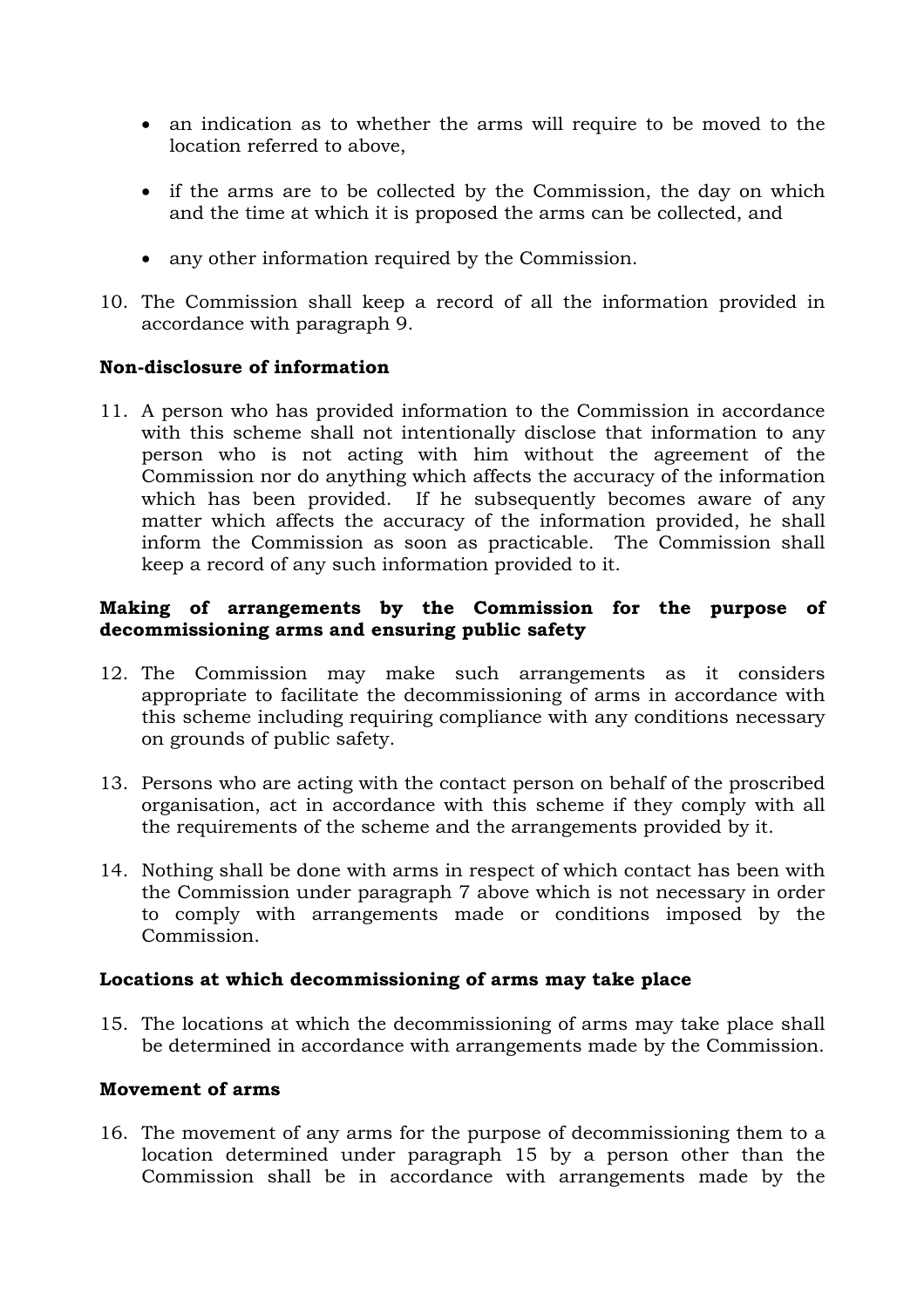- an indication as to whether the arms will require to be moved to the location referred to above,

- if the arms are to be collected by the Commission, the day on which and the time at which it is proposed the arms can be collected, and

- any other information required by the Commission.

10. The Commission shall keep a record of all the information provided in accordance with paragraph 9.

**Non-disclosure of information**

11. A person who has provided information to the Commission in accordance with this scheme shall not intentionally disclose that information to any person who is not acting with him without the agreement of the Commission nor do anything which affects the accuracy of the information which has been provided. If he subsequently becomes aware of any matter which affects the accuracy of the information provided, he shall inform the Commission as soon as practicable. The Commission shall keep a record of any such information provided to it.

**Making of arrangements by the Commission for the purpose of decommissioning arms and ensuring public safety**

12. The Commission may make such arrangements as it considers appropriate to facilitate the decommissioning of arms in accordance with this scheme including requiring compliance with any conditions necessary on grounds of public safety.

13. Persons who are acting with the contact person on behalf of the proscribed organisation, act in accordance with this scheme if they comply with all the requirements of the scheme and the arrangements provided by it.

14. Nothing shall be done with arms in respect of which contact has been with the Commission under paragraph 7 above which is not necessary in order to comply with arrangements made or conditions imposed by the Commission.

**Locations at which decommissioning of arms may take place**

15. The locations at which the decommissioning of arms may take place shall be determined in accordance with arrangements made by the Commission.

**Movement of arms**

16. The movement of any arms for the purpose of decommissioning them to a location determined under paragraph 15 by a person other than the Commission shall be in accordance with arrangements made by the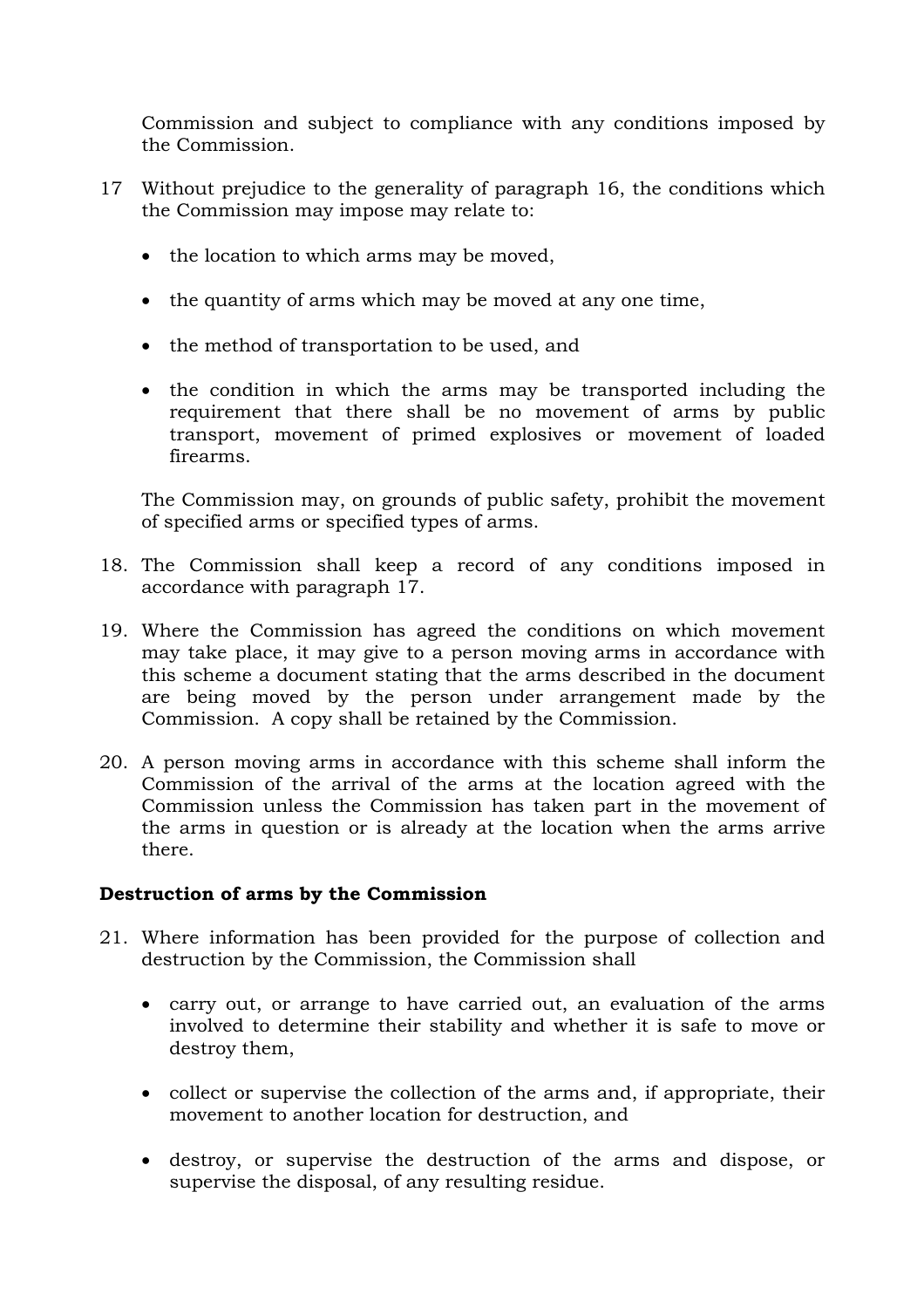Commission and subject to compliance with any conditions imposed by the Commission.

17 Without prejudice to the generality of paragraph 16, the conditions which the Commission may impose may relate to:

- the location to which arms may be moved,
- the quantity of arms which may be moved at any one time,
- the method of transportation to be used, and
- the condition in which the arms may be transported including the requirement that there shall be no movement of arms by public transport, movement of primed explosives or movement of loaded firearms.

The Commission may, on grounds of public safety, prohibit the movement of specified arms or specified types of arms.

18. The Commission shall keep a record of any conditions imposed in accordance with paragraph 17.

19. Where the Commission has agreed the conditions on which movement may take place, it may give to a person moving arms in accordance with this scheme a document stating that the arms described in the document are being moved by the person under arrangement made by the Commission. A copy shall be retained by the Commission.

20. A person moving arms in accordance with this scheme shall inform the Commission of the arrival of the arms at the location agreed with the Commission unless the Commission has taken part in the movement of the arms in question or is already at the location when the arms arrive there.

**Destruction of arms by the Commission**

21. Where information has been provided for the purpose of collection and destruction by the Commission, the Commission shall

- carry out, or arrange to have carried out, an evaluation of the arms involved to determine their stability and whether it is safe to move or destroy them,
- collect or supervise the collection of the arms and, if appropriate, their movement to another location for destruction, and
- destroy, or supervise the destruction of the arms and dispose, or supervise the disposal, of any resulting residue.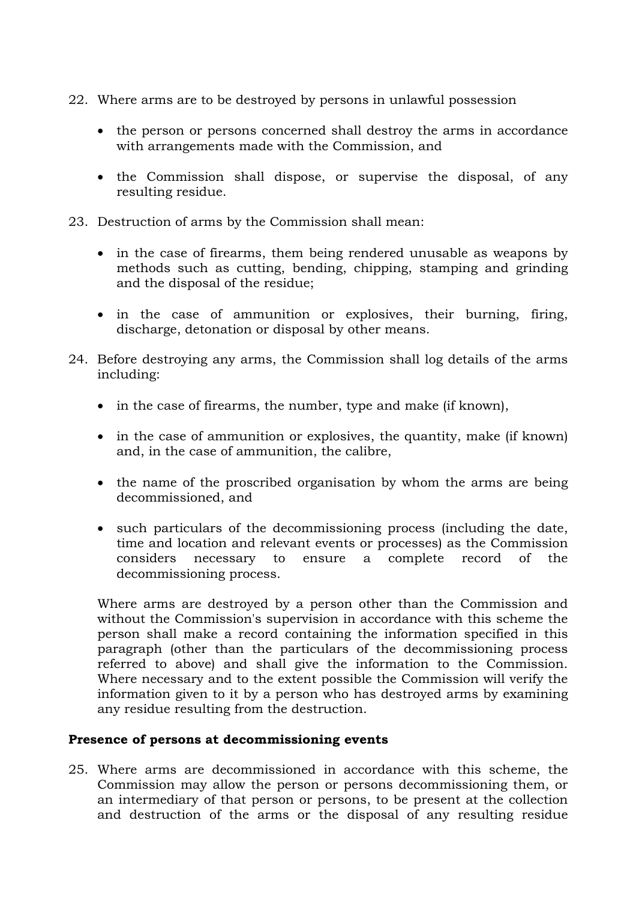22. Where arms are to be destroyed by persons in unlawful possession

    - the person or persons concerned shall destroy the arms in accordance with arrangements made with the Commission, and

    - the Commission shall dispose, or supervise the disposal, of any resulting residue.

23. Destruction of arms by the Commission shall mean:

    - in the case of firearms, them being rendered unusable as weapons by methods such as cutting, bending, chipping, stamping and grinding and the disposal of the residue;

    - in the case of ammunition or explosives, their burning, firing, discharge, detonation or disposal by other means.

24. Before destroying any arms, the Commission shall log details of the arms including:

    - in the case of firearms, the number, type and make (if known),

    - in the case of ammunition or explosives, the quantity, make (if known) and, in the case of ammunition, the calibre,

    - the name of the proscribed organisation by whom the arms are being decommissioned, and

    - such particulars of the decommissioning process (including the date, time and location and relevant events or processes) as the Commission considers necessary to ensure a complete record of the decommissioning process.

    Where arms are destroyed by a person other than the Commission and without the Commission's supervision in accordance with this scheme the person shall make a record containing the information specified in this paragraph (other than the particulars of the decommissioning process referred to above) and shall give the information to the Commission. Where necessary and to the extent possible the Commission will verify the information given to it by a person who has destroyed arms by examining any residue resulting from the destruction.

**Presence of persons at decommissioning events**

25. Where arms are decommissioned in accordance with this scheme, the Commission may allow the person or persons decommissioning them, or an intermediary of that person or persons, to be present at the collection and destruction of the arms or the disposal of any resulting residue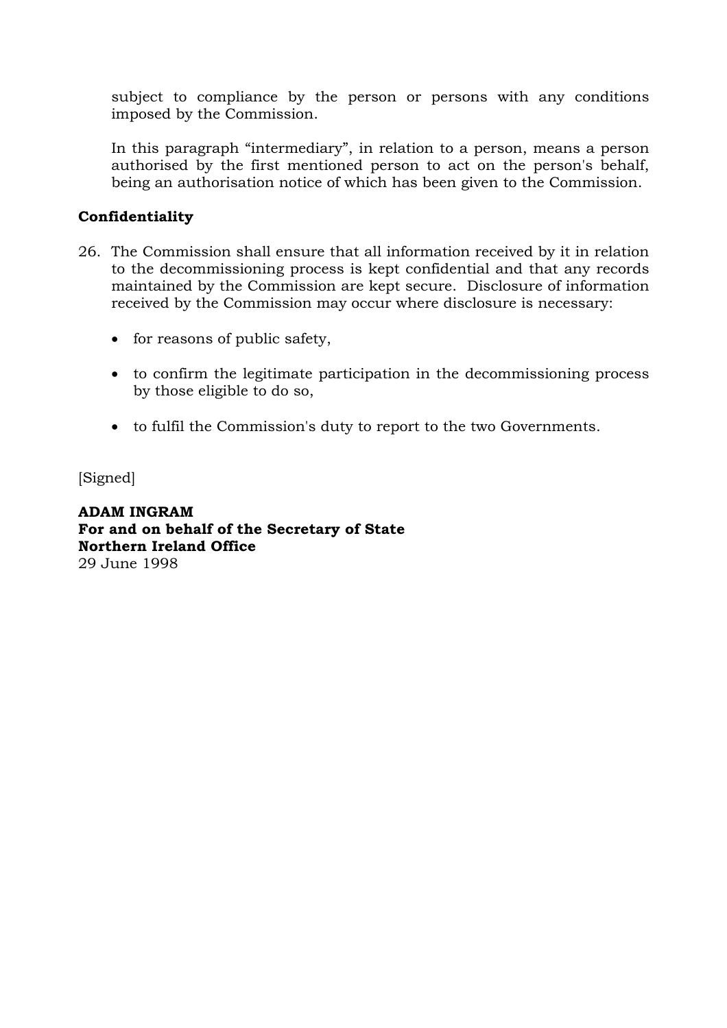subject to compliance by the person or persons with any conditions imposed by the Commission.

In this paragraph “intermediary”, in relation to a person, means a person authorised by the first mentioned person to act on the person's behalf, being an authorisation notice of which has been given to the Commission.

**Confidentiality**

26. The Commission shall ensure that all information received by it in relation to the decommissioning process is kept confidential and that any records maintained by the Commission are kept secure. Disclosure of information received by the Commission may occur where disclosure is necessary:

    - for reasons of public safety,
    - to confirm the legitimate participation in the decommissioning process by those eligible to do so,
    - to fulfil the Commission's duty to report to the two Governments.

[Signed]

**ADAM INGRAM**
**For and on behalf of the Secretary of State**
**Northern Ireland Office**
29 June 1998